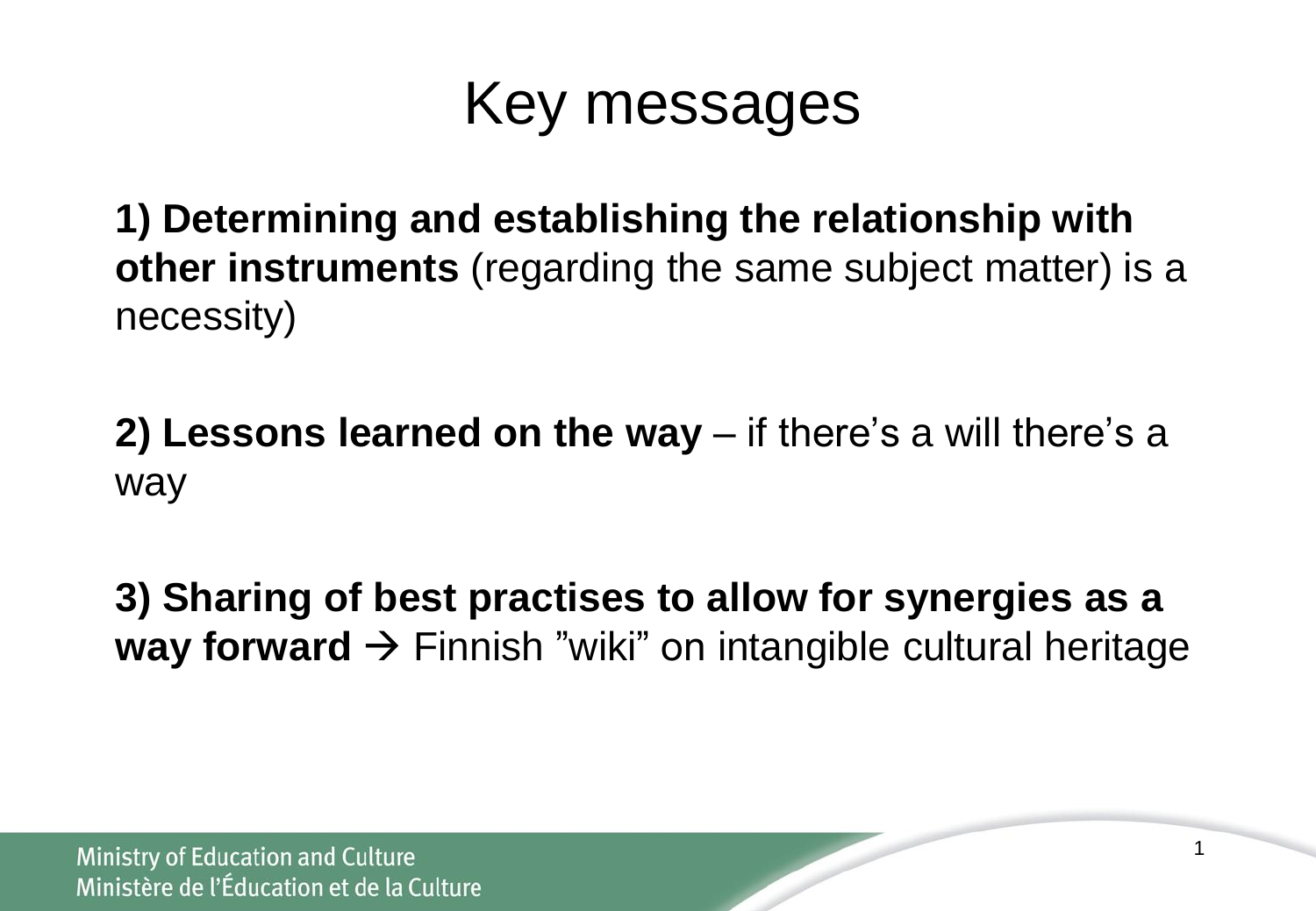# Key messages

**1) Determining and establishing the relationship with other instruments** (regarding the same subject matter) is a necessity)

**2) Lessons learned on the way** – if there's a will there's a way

**3) Sharing of best practises to allow for synergies as a way forward** → Finnish "wiki" on intangible cultural heritage

Ministry of Education and Culture
Ministère de l'Éducation et de la Culture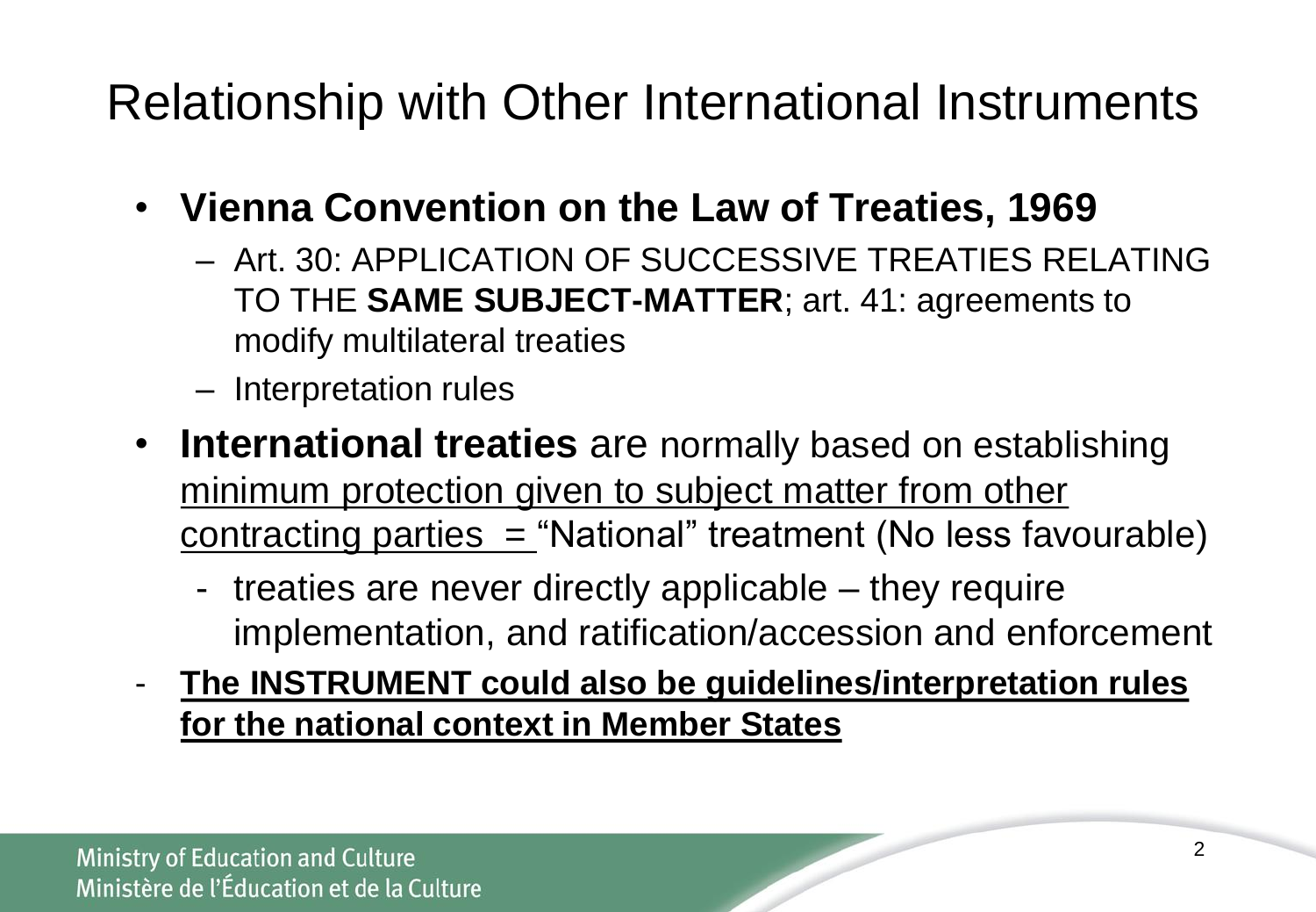# Relationship with Other International Instruments

- **Vienna Convention on the Law of Treaties, 1969**
  - Art. 30: APPLICATION OF SUCCESSIVE TREATIES RELATING TO THE **SAME SUBJECT-MATTER**; art. 41: agreements to modify multilateral treaties
  - Interpretation rules
- **International treaties** are normally based on establishing <u>minimum protection given to subject matter from other contracting parties =</u> "National" treatment (No less favourable)
  - treaties are never directly applicable – they require implementation, and ratification/accession and enforcement
- <u>**The INSTRUMENT could also be guidelines/interpretation rules for the national context in Member States**</u>

Ministry of Education and Culture
Ministère de l'Éducation et de la Culture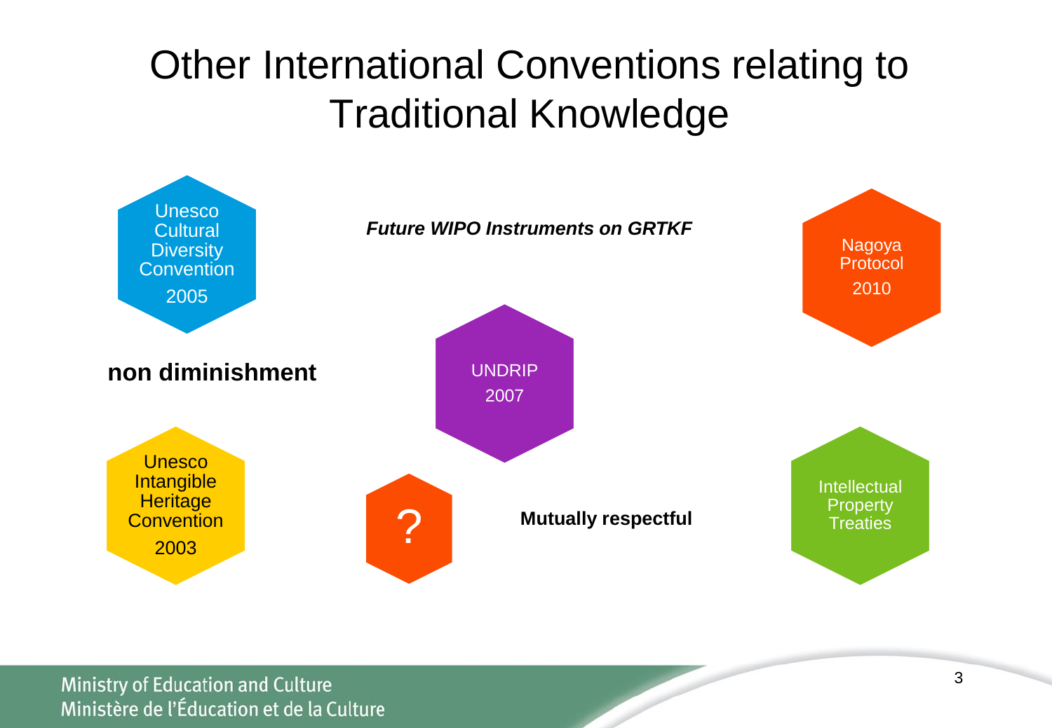# Other International Conventions relating to Traditional Knowledge

Unesco Cultural Diversity Convention
2005

***Future WIPO Instruments on GRTKF***

Nagoya Protocol
2010

**non diminishment**

UNDRIP
2007

Unesco Intangible Heritage Convention
2003

?

**Mutually respectful**

Intellectual Property Treaties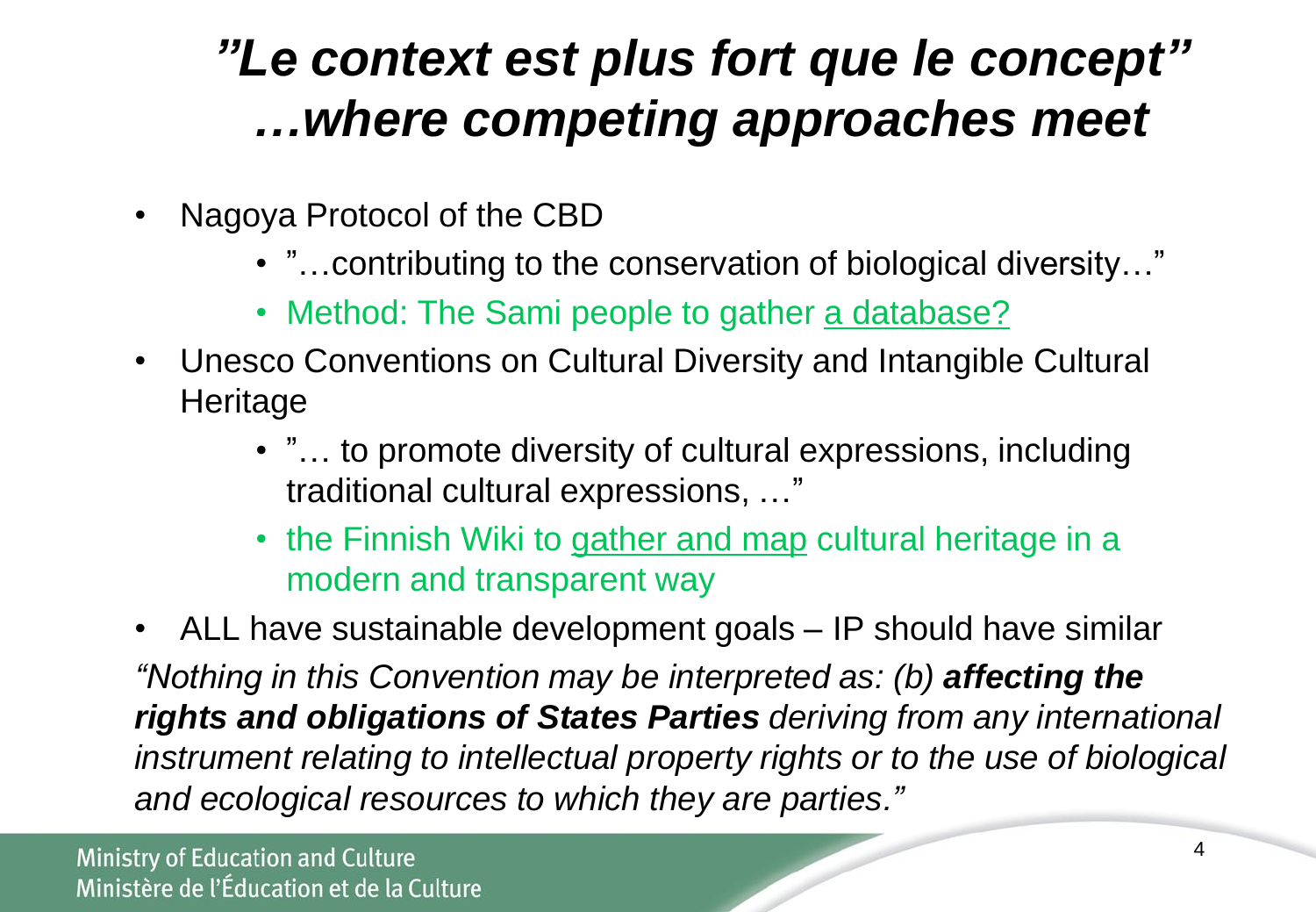# *”Le context est plus fort que le concept” …where competing approaches meet*

- Nagoya Protocol of the CBD
  - ”…contributing to the conservation of biological diversity…”
  - Method: The Sami people to gather <u>a database?</u>
- Unesco Conventions on Cultural Diversity and Intangible Cultural Heritage
  - ”… to promote diversity of cultural expressions, including traditional cultural expressions, …”
  - the Finnish Wiki to <u>gather and map</u> cultural heritage in a modern and transparent way
- ALL have sustainable development goals – IP should have similar

*“Nothing in this Convention may be interpreted as: (b)* ***affecting the rights and obligations of States Parties*** *deriving from any international instrument relating to intellectual property rights or to the use of biological and ecological resources to which they are parties.”*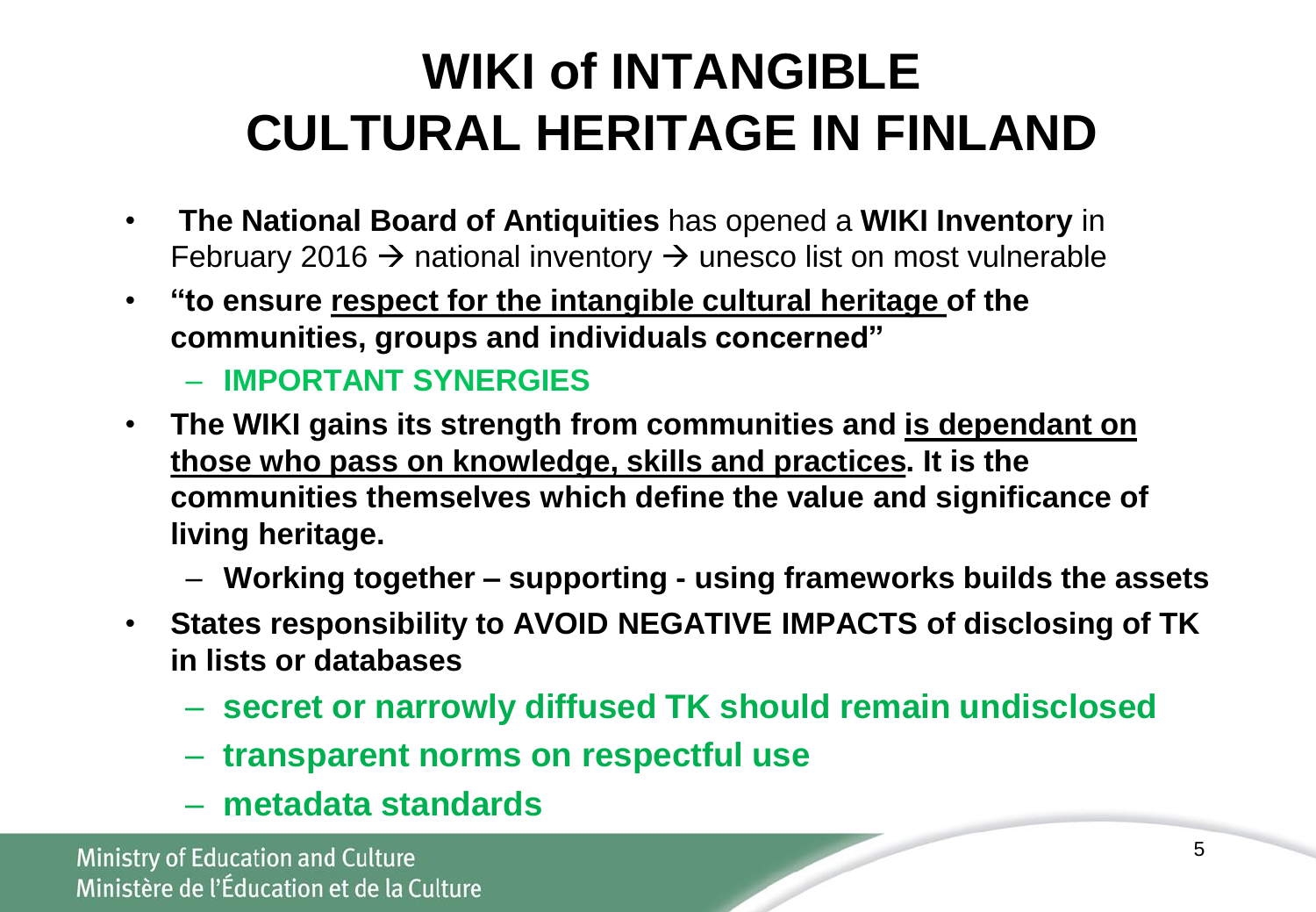# WIKI of INTANGIBLE CULTURAL HERITAGE IN FINLAND

- **The National Board of Antiquities** has opened a **WIKI Inventory** in February 2016 → national inventory → unesco list on most vulnerable
- **“to ensure respect for the intangible cultural heritage of the communities, groups and individuals concerned”**
  - **IMPORTANT SYNERGIES**
- **The WIKI gains its strength from communities and is dependant on those who pass on knowledge, skills and practices. It is the communities themselves which define the value and significance of living heritage.**
  - **Working together – supporting - using frameworks builds the assets**
- **States responsibility to AVOID NEGATIVE IMPACTS of disclosing of TK in lists or databases**
  - **secret or narrowly diffused TK should remain undisclosed**
  - **transparent norms on respectful use**
  - **metadata standards**

Ministry of Education and Culture
Ministère de l’Éducation et de la Culture